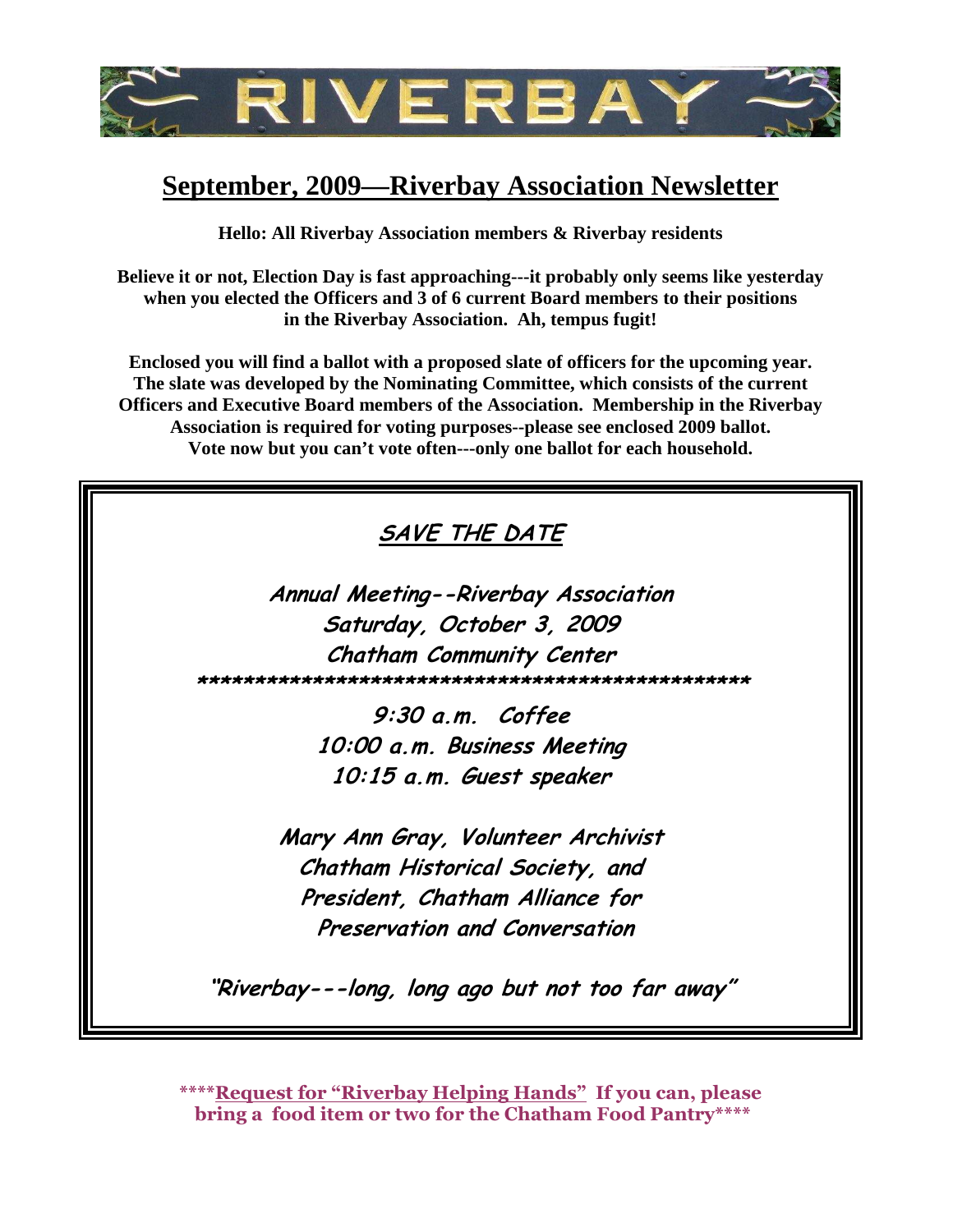RIVERBAY

# September, 2009—Riverbay Association Newsletter

**Hello: All Riverbay Association members & Riverbay residents**

**Believe it or not, Election Day is fast approaching---it probably only seems like yesterday when you elected the Officers and 3 of 6 current Board members to their positions in the Riverbay Association. Ah, tempus fugit!**

**Enclosed you will find a ballot with a proposed slate of officers for the upcoming year. The slate was developed by the Nominating Committee, which consists of the current Officers and Executive Board members of the Association. Membership in the Riverbay Association is required for voting purposes--please see enclosed 2009 ballot. Vote now but you can't vote often---only one ballot for each household.**

## SAVE THE DATE

**Annual Meeting--Riverbay Association**
**Saturday, October 3, 2009**
**Chatham Community Center**

**\*\*\*\*\*\*\*\*\*\*\*\*\*\*\*\*\*\*\*\*\*\*\*\*\*\*\*\*\*\*\*\*\*\*\*\*\*\*\*\*\*\*\*\*\*\*\*\*\*\*\***

**9:30 a.m. Coffee**
**10:00 a.m. Business Meeting**
**10:15 a.m. Guest speaker**

**Mary Ann Gray, Volunteer Archivist**
**Chatham Historical Society, and**
**President, Chatham Alliance for Preservation and Conversation**

**"Riverbay---long, long ago but not too far away"**

**\*\*\*\*Request for "Riverbay Helping Hands" If you can, please bring a food item or two for the Chatham Food Pantry\*\*\*\***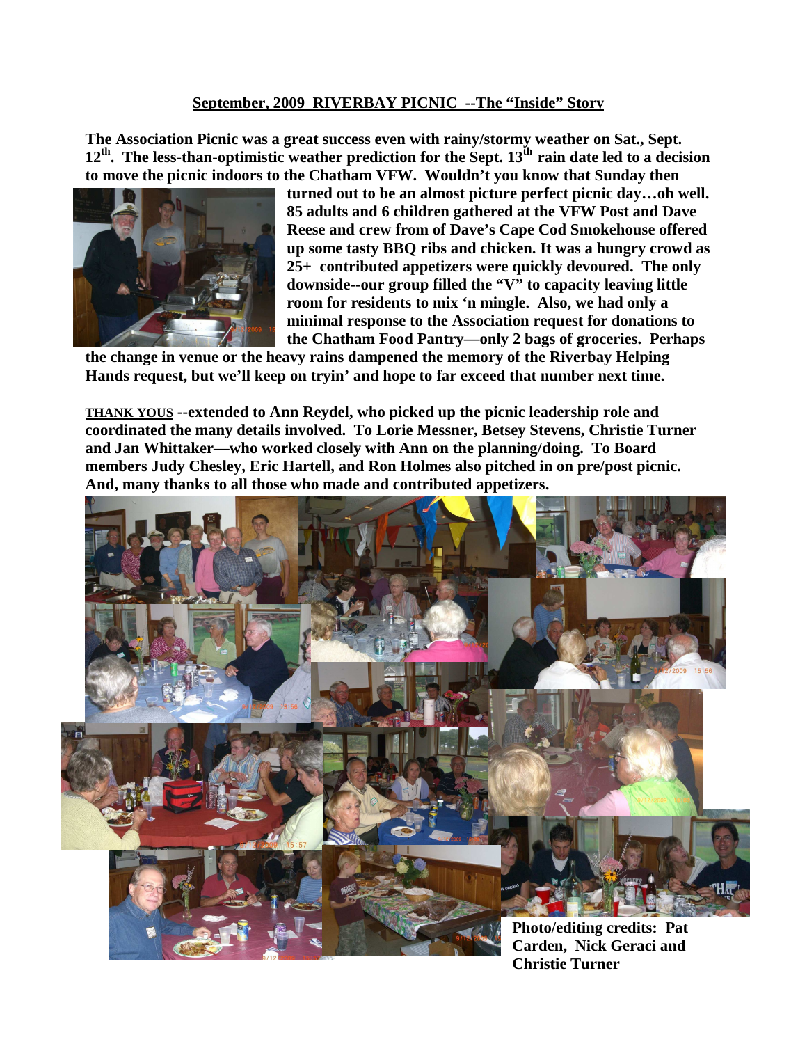## September, 2009 RIVERBAY PICNIC --The "Inside" Story

**The Association Picnic was a great success even with rainy/stormy weather on Sat., Sept. 12th. The less-than-optimistic weather prediction for the Sept. 13th rain date led to a decision to move the picnic indoors to the Chatham VFW. Wouldn't you know that Sunday then turned out to be an almost picture perfect picnic day…oh well. 85 adults and 6 children gathered at the VFW Post and Dave Reese and crew from of Dave's Cape Cod Smokehouse offered up some tasty BBQ ribs and chicken. It was a hungry crowd as 25+ contributed appetizers were quickly devoured. The only downside--our group filled the "V" to capacity leaving little room for residents to mix 'n mingle. Also, we had only a minimal response to the Association request for donations to the Chatham Food Pantry—only 2 bags of groceries. Perhaps the change in venue or the heavy rains dampened the memory of the Riverbay Helping Hands request, but we'll keep on tryin' and hope to far exceed that number next time.**

**THANK YOUS --extended to Ann Reydel, who picked up the picnic leadership role and coordinated the many details involved. To Lorie Messner, Betsey Stevens, Christie Turner and Jan Whittaker—who worked closely with Ann on the planning/doing. To Board members Judy Chesley, Eric Hartell, and Ron Holmes also pitched in on pre/post picnic. And, many thanks to all those who made and contributed appetizers.**

**Photo/editing credits: Pat Carden, Nick Geraci and Christie Turner**